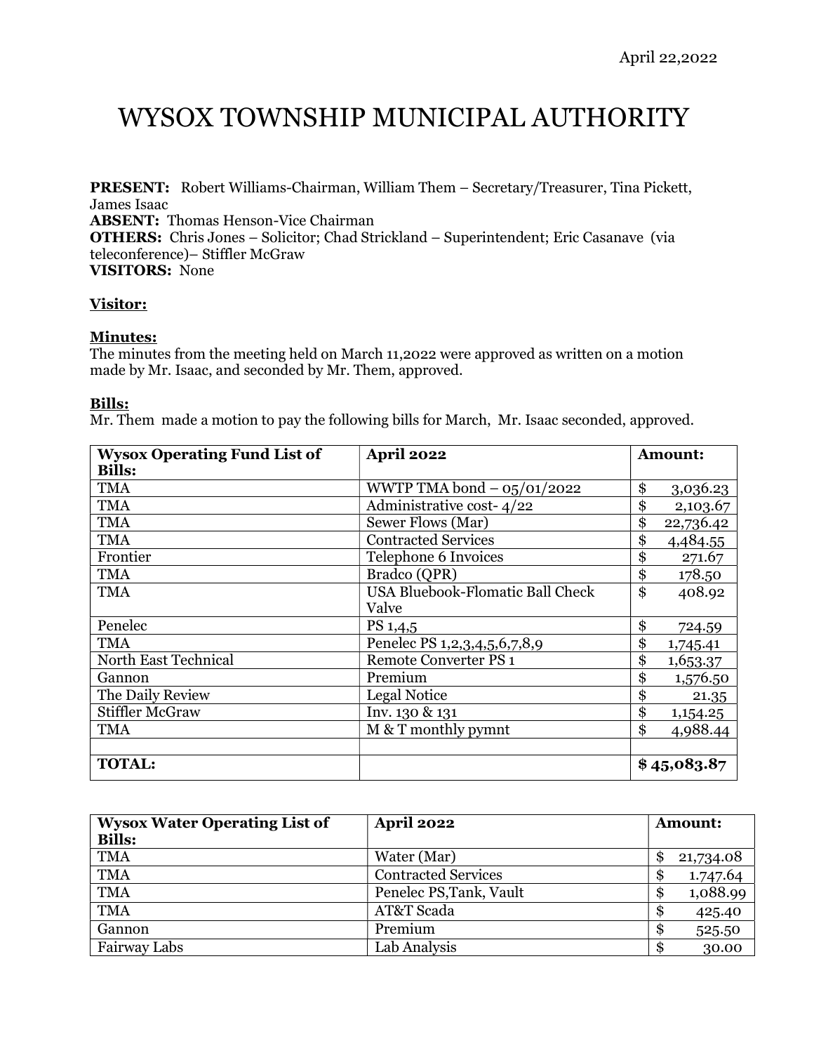April 22,2022

# WYSOX TOWNSHIP MUNICIPAL AUTHORITY

**PRESENT:** Robert Williams-Chairman, William Them – Secretary/Treasurer, Tina Pickett, James Isaac
**ABSENT:** Thomas Henson-Vice Chairman
**OTHERS:** Chris Jones – Solicitor; Chad Strickland – Superintendent; Eric Casanave (via teleconference)– Stiffler McGraw
**VISITORS:** None

**Visitor:**

**Minutes:**
The minutes from the meeting held on March 11,2022 were approved as written on a motion made by Mr. Isaac, and seconded by Mr. Them, approved.

**Bills:**
Mr. Them made a motion to pay the following bills for March, Mr. Isaac seconded, approved.

| **Wysox Operating Fund List of Bills:** | **April 2022** | **Amount:** |
|---|---|---|
| TMA | WWTP TMA bond – 05/01/2022 | $ 3,036.23 |
| TMA | Administrative cost- 4/22 | $ 2,103.67 |
| TMA | Sewer Flows (Mar) | $ 22,736.42 |
| TMA | Contracted Services | $ 4,484.55 |
| Frontier | Telephone 6 Invoices | $ 271.67 |
| TMA | Bradco (QPR) | $ 178.50 |
| TMA | USA Bluebook-Flomatic Ball Check Valve | $ 408.92 |
| Penelec | PS 1,4,5 | $ 724.59 |
| TMA | Penelec PS 1,2,3,4,5,6,7,8,9 | $ 1,745.41 |
| North East Technical | Remote Converter PS 1 | $ 1,653.37 |
| Gannon | Premium | $ 1,576.50 |
| The Daily Review | Legal Notice | $ 21.35 |
| Stiffler McGraw | Inv. 130 & 131 | $ 1,154.25 |
| TMA | M & T monthly pymnt | $ 4,988.44 |
| | | |
| **TOTAL:** | | **$ 45,083.87** |

| **Wysox Water Operating List of Bills:** | **April 2022** | **Amount:** |
|---|---|---|
| TMA | Water (Mar) | $ 21,734.08 |
| TMA | Contracted Services | $ 1.747.64 |
| TMA | Penelec PS,Tank, Vault | $ 1,088.99 |
| TMA | AT&T Scada | $ 425.40 |
| Gannon | Premium | $ 525.50 |
| Fairway Labs | Lab Analysis | $ 30.00 |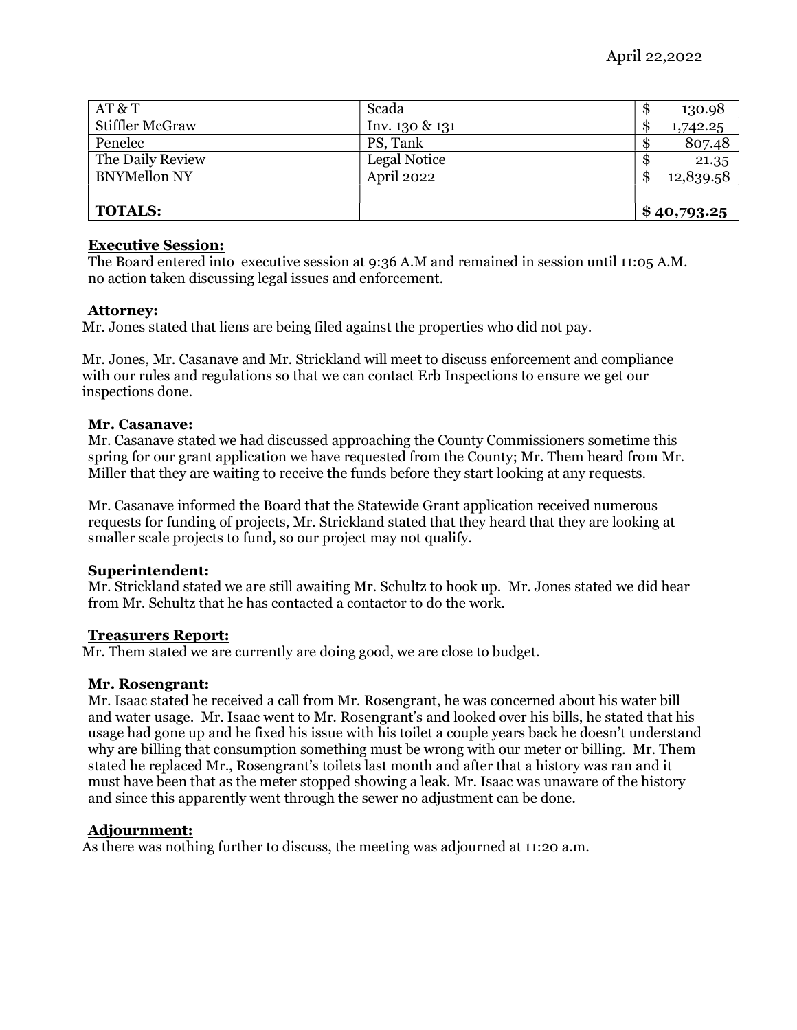April 22,2022

| AT & T | Scada | $ 130.98 |
|---|---|---|
| Stiffler McGraw | Inv. 130 & 131 | $ 1,742.25 |
| Penelec | PS, Tank | $ 807.48 |
| The Daily Review | Legal Notice | $ 21.35 |
| BNYMellon NY | April 2022 | $ 12,839.58 |
| | | |
| **TOTALS:** | | **$ 40,793.25** |

**Executive Session:**
The Board entered into executive session at 9:36 A.M and remained in session until 11:05 A.M. no action taken discussing legal issues and enforcement.

**Attorney:**
Mr. Jones stated that liens are being filed against the properties who did not pay.

Mr. Jones, Mr. Casanave and Mr. Strickland will meet to discuss enforcement and compliance with our rules and regulations so that we can contact Erb Inspections to ensure we get our inspections done.

**Mr. Casanave:**
Mr. Casanave stated we had discussed approaching the County Commissioners sometime this spring for our grant application we have requested from the County; Mr. Them heard from Mr. Miller that they are waiting to receive the funds before they start looking at any requests.

Mr. Casanave informed the Board that the Statewide Grant application received numerous requests for funding of projects, Mr. Strickland stated that they heard that they are looking at smaller scale projects to fund, so our project may not qualify.

**Superintendent:**
Mr. Strickland stated we are still awaiting Mr. Schultz to hook up. Mr. Jones stated we did hear from Mr. Schultz that he has contacted a contactor to do the work.

**Treasurers Report:**
Mr. Them stated we are currently are doing good, we are close to budget.

**Mr. Rosengrant:**
Mr. Isaac stated he received a call from Mr. Rosengrant, he was concerned about his water bill and water usage. Mr. Isaac went to Mr. Rosengrant's and looked over his bills, he stated that his usage had gone up and he fixed his issue with his toilet a couple years back he doesn't understand why are billing that consumption something must be wrong with our meter or billing. Mr. Them stated he replaced Mr., Rosengrant's toilets last month and after that a history was ran and it must have been that as the meter stopped showing a leak. Mr. Isaac was unaware of the history and since this apparently went through the sewer no adjustment can be done.

**Adjournment:**
As there was nothing further to discuss, the meeting was adjourned at 11:20 a.m.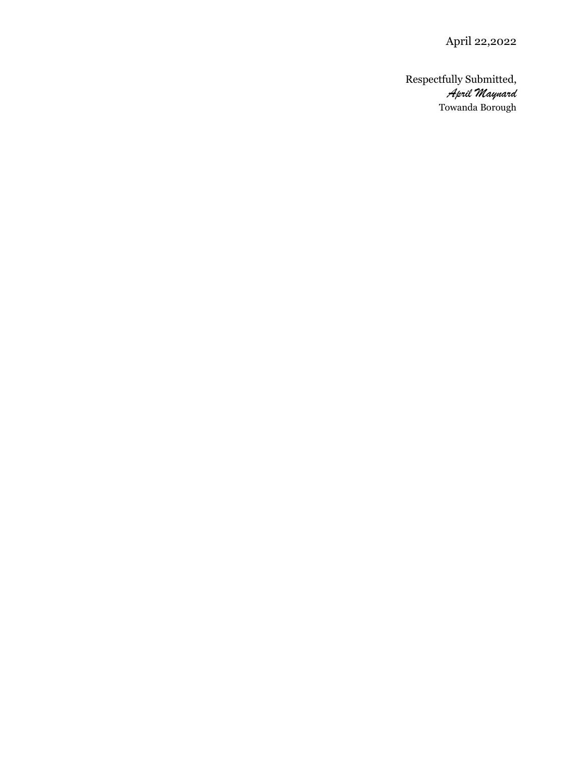April 22,2022

Respectfully Submitted,

*April Maynard*

Towanda Borough